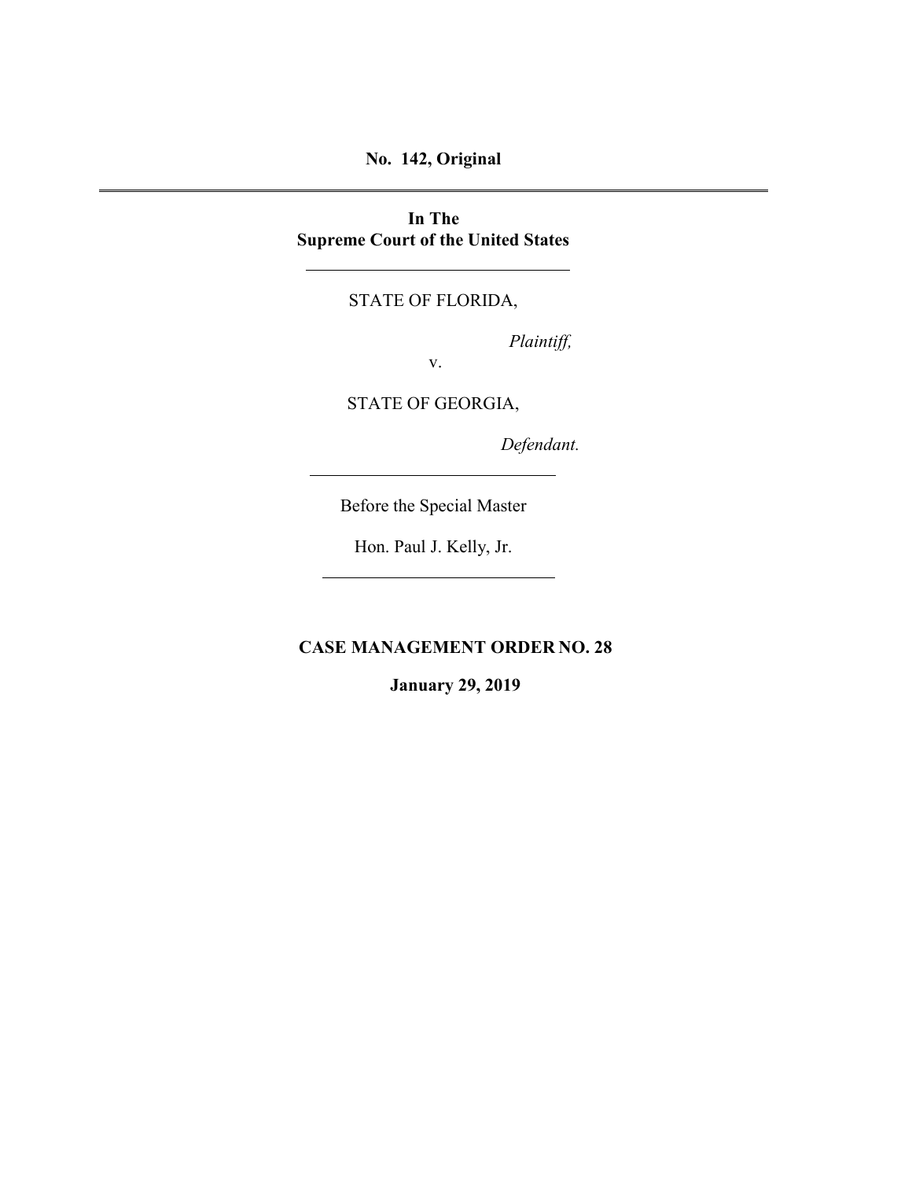**No. 142, Original**

---

**In The**
**Supreme Court of the United States**

---

STATE OF FLORIDA,

*Plaintiff,*

v.

STATE OF GEORGIA,

*Defendant.*

---

Before the Special Master

Hon. Paul J. Kelly, Jr.

---

**CASE MANAGEMENT ORDER NO. 28**

**January 29, 2019**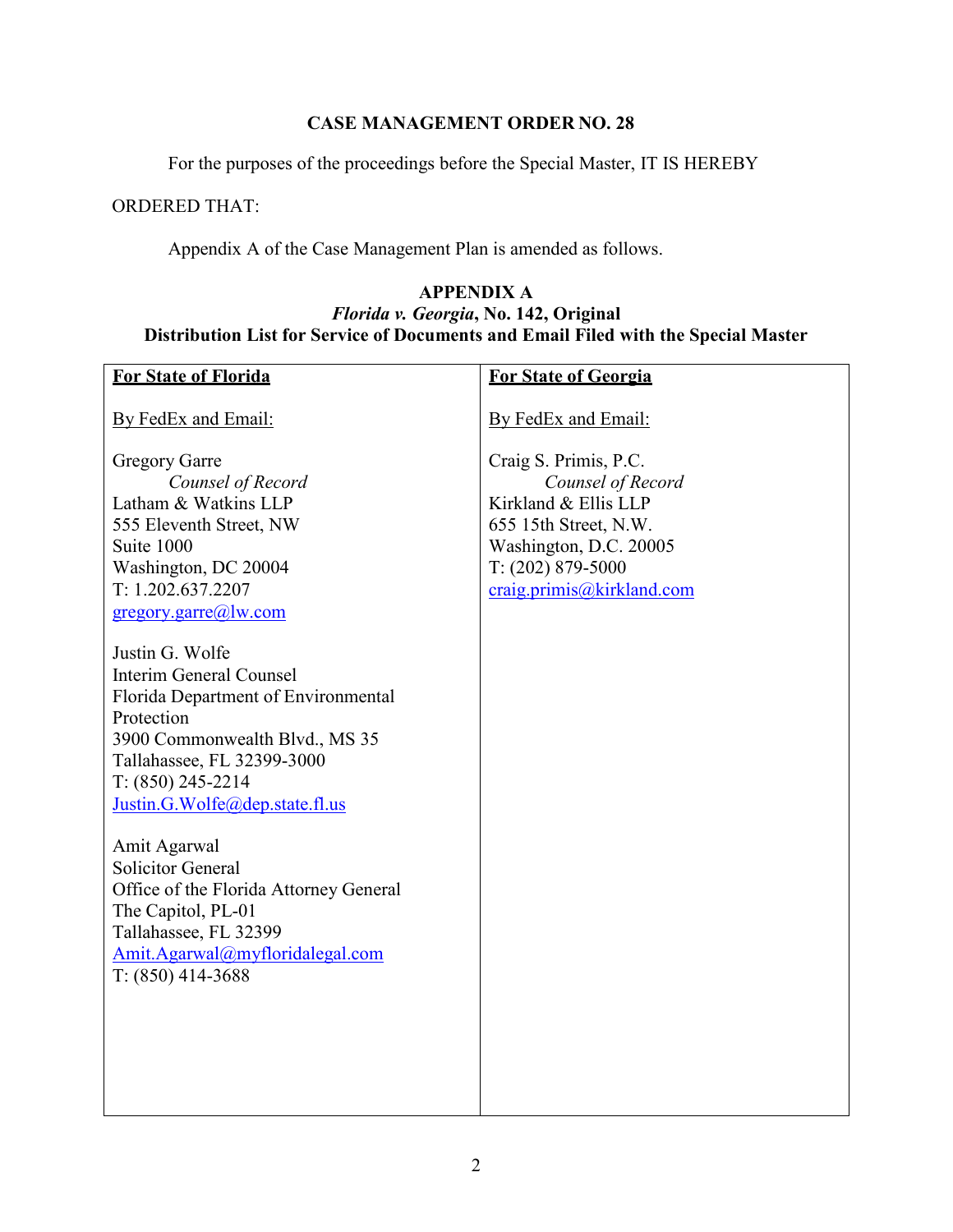**CASE MANAGEMENT ORDER NO. 28**

For the purposes of the proceedings before the Special Master, IT IS HEREBY ORDERED THAT:

Appendix A of the Case Management Plan is amended as follows.

**APPENDIX A**
***Florida v. Georgia*, No. 142, Original**
**Distribution List for Service of Documents and Email Filed with the Special Master**

| **For State of Florida** | **For State of Georgia** |
|---|---|
| By FedEx and Email:<br><br>Gregory Garre<br>*Counsel of Record*<br>Latham & Watkins LLP<br>555 Eleventh Street, NW<br>Suite 1000<br>Washington, DC 20004<br>T: 1.202.637.2207<br>gregory.garre@lw.com<br><br>Justin G. Wolfe<br>Interim General Counsel<br>Florida Department of Environmental Protection<br>3900 Commonwealth Blvd., MS 35<br>Tallahassee, FL 32399-3000<br>T: (850) 245-2214<br>Justin.G.Wolfe@dep.state.fl.us<br><br>Amit Agarwal<br>Solicitor General<br>Office of the Florida Attorney General<br>The Capitol, PL-01<br>Tallahassee, FL 32399<br>Amit.Agarwal@myfloridalegal.com<br>T: (850) 414-3688 | By FedEx and Email:<br><br>Craig S. Primis, P.C.<br>*Counsel of Record*<br>Kirkland & Ellis LLP<br>655 15th Street, N.W.<br>Washington, D.C. 20005<br>T: (202) 879-5000<br>craig.primis@kirkland.com |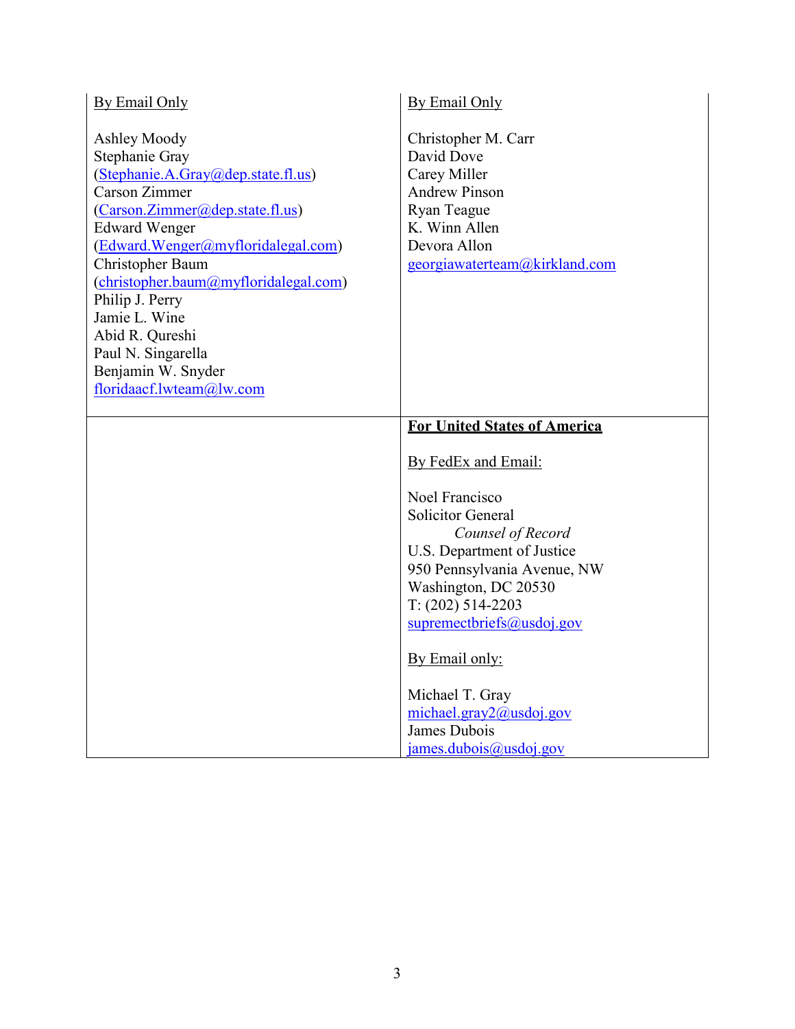| By Email Only<br><br>Ashley Moody<br>Stephanie Gray<br>(Stephanie.A.Gray@dep.state.fl.us)<br>Carson Zimmer<br>(Carson.Zimmer@dep.state.fl.us)<br>Edward Wenger<br>(Edward.Wenger@myfloridalegal.com)<br>Christopher Baum<br>(christopher.baum@myfloridalegal.com)<br>Philip J. Perry<br>Jamie L. Wine<br>Abid R. Qureshi<br>Paul N. Singarella<br>Benjamin W. Snyder<br>floridaacf.lwteam@lw.com | By Email Only<br><br>Christopher M. Carr<br>David Dove<br>Carey Miller<br>Andrew Pinson<br>Ryan Teague<br>K. Winn Allen<br>Devora Allon<br>georgiawaterteam@kirkland.com |
|---|---|
| | **For United States of America**<br><br>By FedEx and Email:<br><br>Noel Francisco<br>Solicitor General<br>*Counsel of Record*<br>U.S. Department of Justice<br>950 Pennsylvania Avenue, NW<br>Washington, DC 20530<br>T: (202) 514-2203<br>supremectbriefs@usdoj.gov<br><br>By Email only:<br><br>Michael T. Gray<br>michael.gray2@usdoj.gov<br>James Dubois<br>james.dubois@usdoj.gov |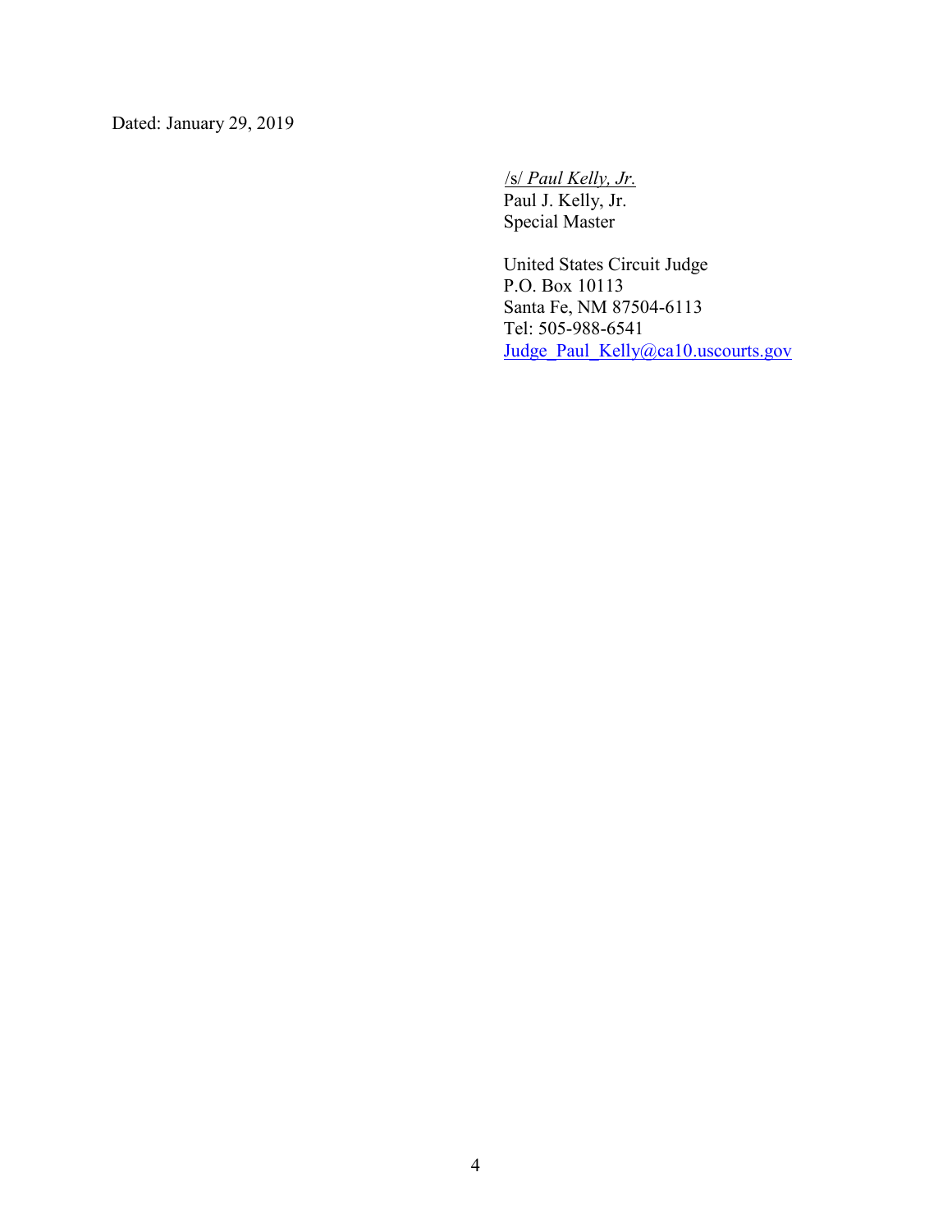Dated: January 29, 2019

/s/ *Paul Kelly, Jr.*
Paul J. Kelly, Jr.
Special Master

United States Circuit Judge
P.O. Box 10113
Santa Fe, NM 87504-6113
Tel: 505-988-6541
Judge_Paul_Kelly@ca10.uscourts.gov